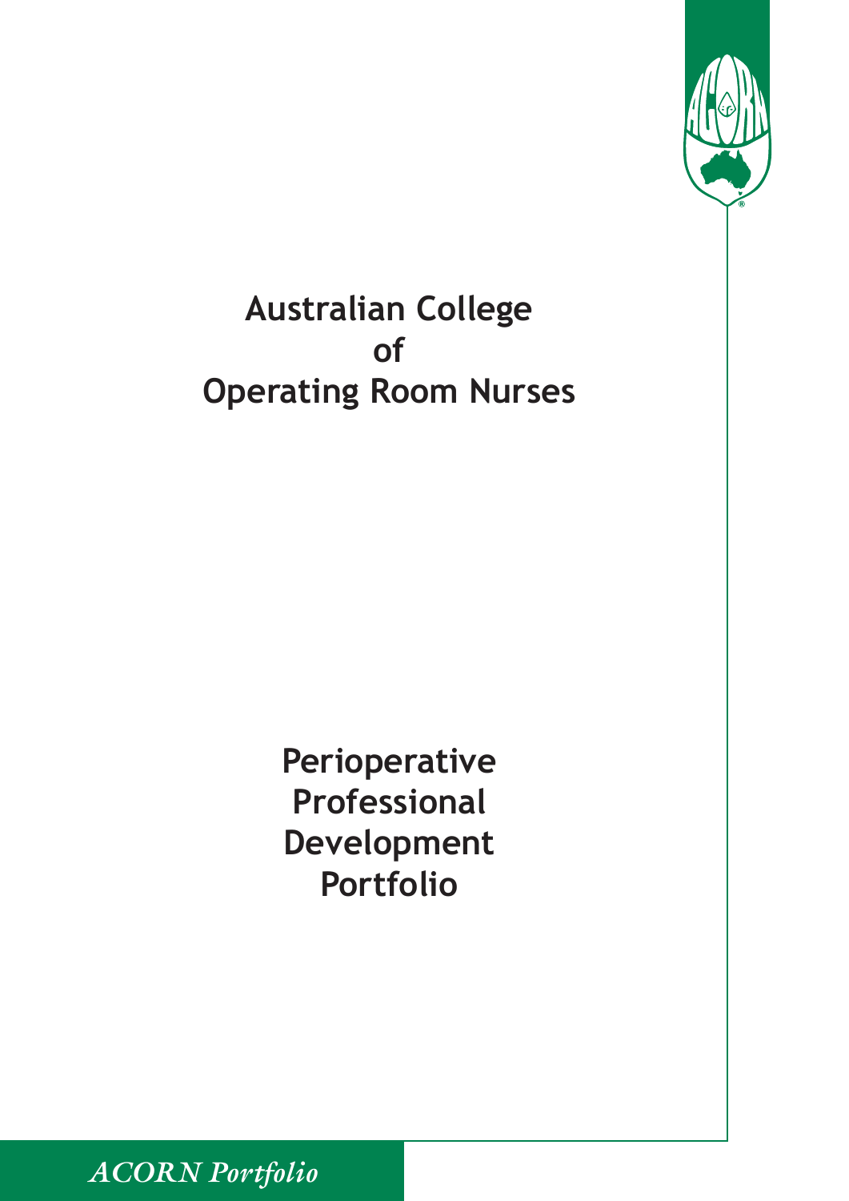# Australian College of Operating Room Nurses

## Perioperative Professional Development Portfolio

*ACORN Portfolio*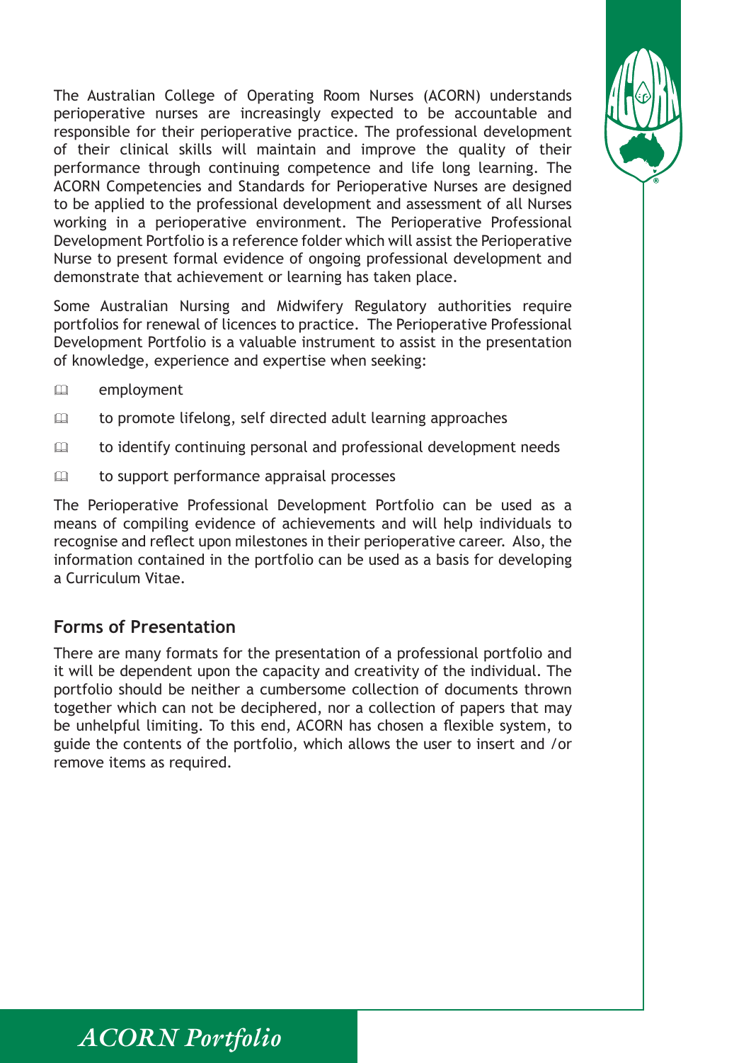The Australian College of Operating Room Nurses (ACORN) understands perioperative nurses are increasingly expected to be accountable and responsible for their perioperative practice. The professional development of their clinical skills will maintain and improve the quality of their performance through continuing competence and life long learning. The ACORN Competencies and Standards for Perioperative Nurses are designed to be applied to the professional development and assessment of all Nurses working in a perioperative environment. The Perioperative Professional Development Portfolio is a reference folder which will assist the Perioperative Nurse to present formal evidence of ongoing professional development and demonstrate that achievement or learning has taken place.

Some Australian Nursing and Midwifery Regulatory authorities require portfolios for renewal of licences to practice. The Perioperative Professional Development Portfolio is a valuable instrument to assist in the presentation of knowledge, experience and expertise when seeking:

- employment
- to promote lifelong, self directed adult learning approaches
- to identify continuing personal and professional development needs
- to support performance appraisal processes

The Perioperative Professional Development Portfolio can be used as a means of compiling evidence of achievements and will help individuals to recognise and reflect upon milestones in their perioperative career. Also, the information contained in the portfolio can be used as a basis for developing a Curriculum Vitae.

## Forms of Presentation

There are many formats for the presentation of a professional portfolio and it will be dependent upon the capacity and creativity of the individual. The portfolio should be neither a cumbersome collection of documents thrown together which can not be deciphered, nor a collection of papers that may be unhelpful limiting. To this end, ACORN has chosen a flexible system, to guide the contents of the portfolio, which allows the user to insert and /or remove items as required.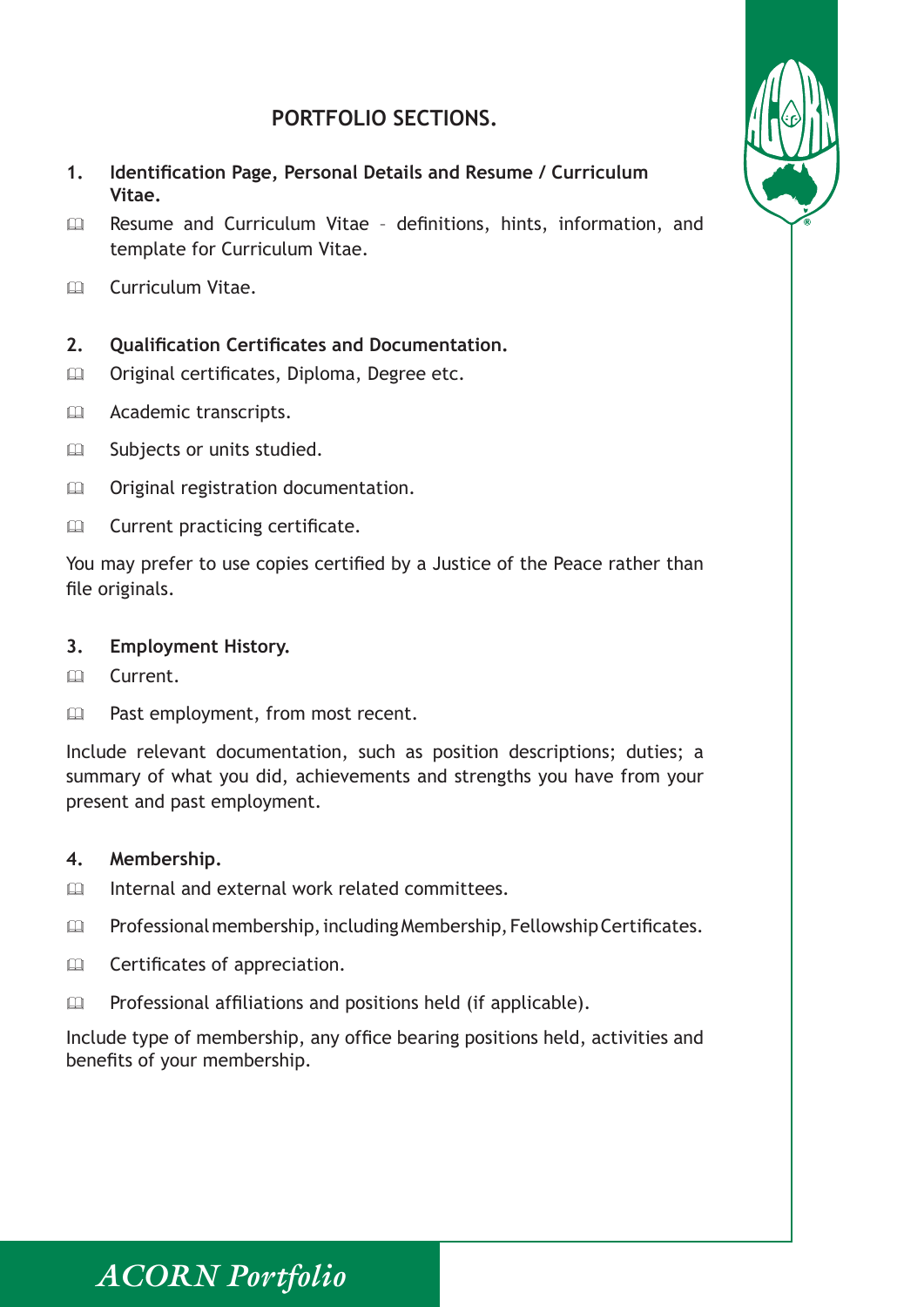## PORTFOLIO SECTIONS.

**1. Identification Page, Personal Details and Resume / Curriculum Vitae.**

- Resume and Curriculum Vitae – definitions, hints, information, and template for Curriculum Vitae.
- Curriculum Vitae.

**2. Qualification Certificates and Documentation.**

- Original certificates, Diploma, Degree etc.
- Academic transcripts.
- Subjects or units studied.
- Original registration documentation.
- Current practicing certificate.

You may prefer to use copies certified by a Justice of the Peace rather than file originals.

**3. Employment History.**

- Current.
- Past employment, from most recent.

Include relevant documentation, such as position descriptions; duties; a summary of what you did, achievements and strengths you have from your present and past employment.

**4. Membership.**

- Internal and external work related committees.
- Professional membership, including Membership, Fellowship Certificates.
- Certificates of appreciation.
- Professional affiliations and positions held (if applicable).

Include type of membership, any office bearing positions held, activities and benefits of your membership.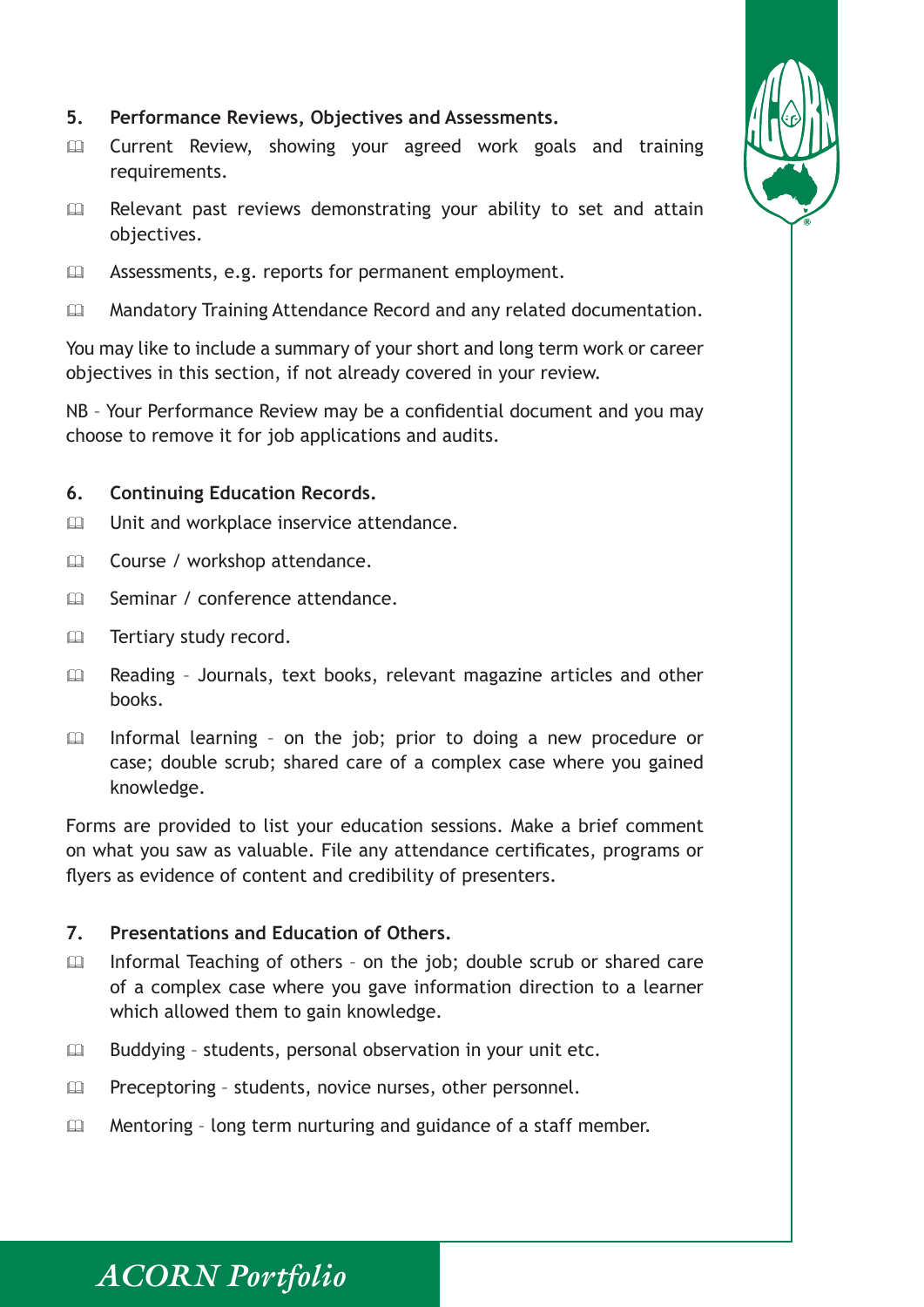### 5. Performance Reviews, Objectives and Assessments.

- Current Review, showing your agreed work goals and training requirements.
- Relevant past reviews demonstrating your ability to set and attain objectives.
- Assessments, e.g. reports for permanent employment.
- Mandatory Training Attendance Record and any related documentation.

You may like to include a summary of your short and long term work or career objectives in this section, if not already covered in your review.

NB – Your Performance Review may be a confidential document and you may choose to remove it for job applications and audits.

### 6. Continuing Education Records.

- Unit and workplace inservice attendance.
- Course / workshop attendance.
- Seminar / conference attendance.
- Tertiary study record.
- Reading – Journals, text books, relevant magazine articles and other books.
- Informal learning – on the job; prior to doing a new procedure or case; double scrub; shared care of a complex case where you gained knowledge.

Forms are provided to list your education sessions. Make a brief comment on what you saw as valuable. File any attendance certificates, programs or flyers as evidence of content and credibility of presenters.

### 7. Presentations and Education of Others.

- Informal Teaching of others – on the job; double scrub or shared care of a complex case where you gave information direction to a learner which allowed them to gain knowledge.
- Buddying – students, personal observation in your unit etc.
- Preceptoring – students, novice nurses, other personnel.
- Mentoring – long term nurturing and guidance of a staff member.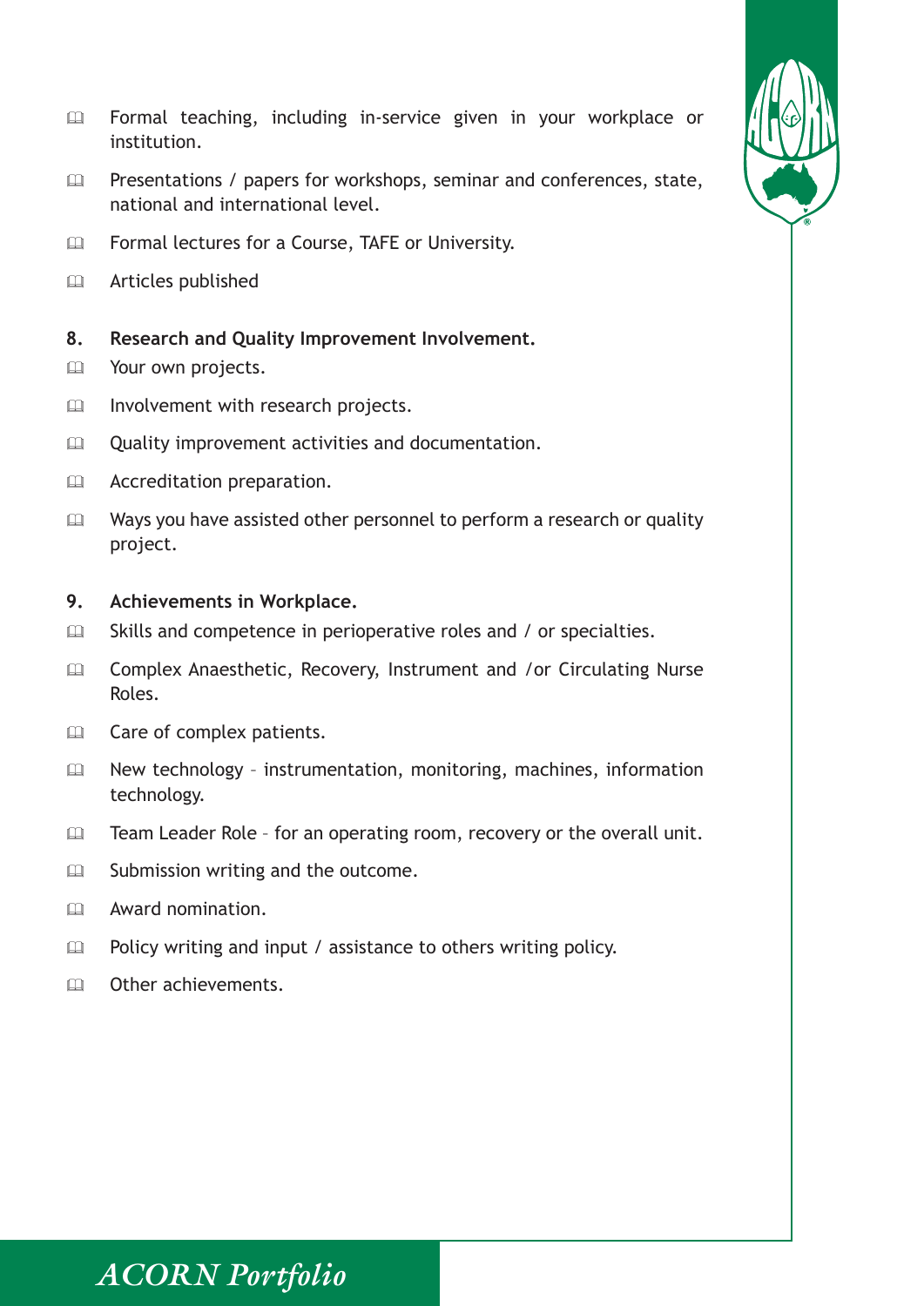- Formal teaching, including in-service given in your workplace or institution.
- Presentations / papers for workshops, seminar and conferences, state, national and international level.
- Formal lectures for a Course, TAFE or University.
- Articles published

**8. Research and Quality Improvement Involvement.**

- Your own projects.
- Involvement with research projects.
- Quality improvement activities and documentation.
- Accreditation preparation.
- Ways you have assisted other personnel to perform a research or quality project.

**9. Achievements in Workplace.**

- Skills and competence in perioperative roles and / or specialties.
- Complex Anaesthetic, Recovery, Instrument and /or Circulating Nurse Roles.
- Care of complex patients.
- New technology – instrumentation, monitoring, machines, information technology.
- Team Leader Role – for an operating room, recovery or the overall unit.
- Submission writing and the outcome.
- Award nomination.
- Policy writing and input / assistance to others writing policy.
- Other achievements.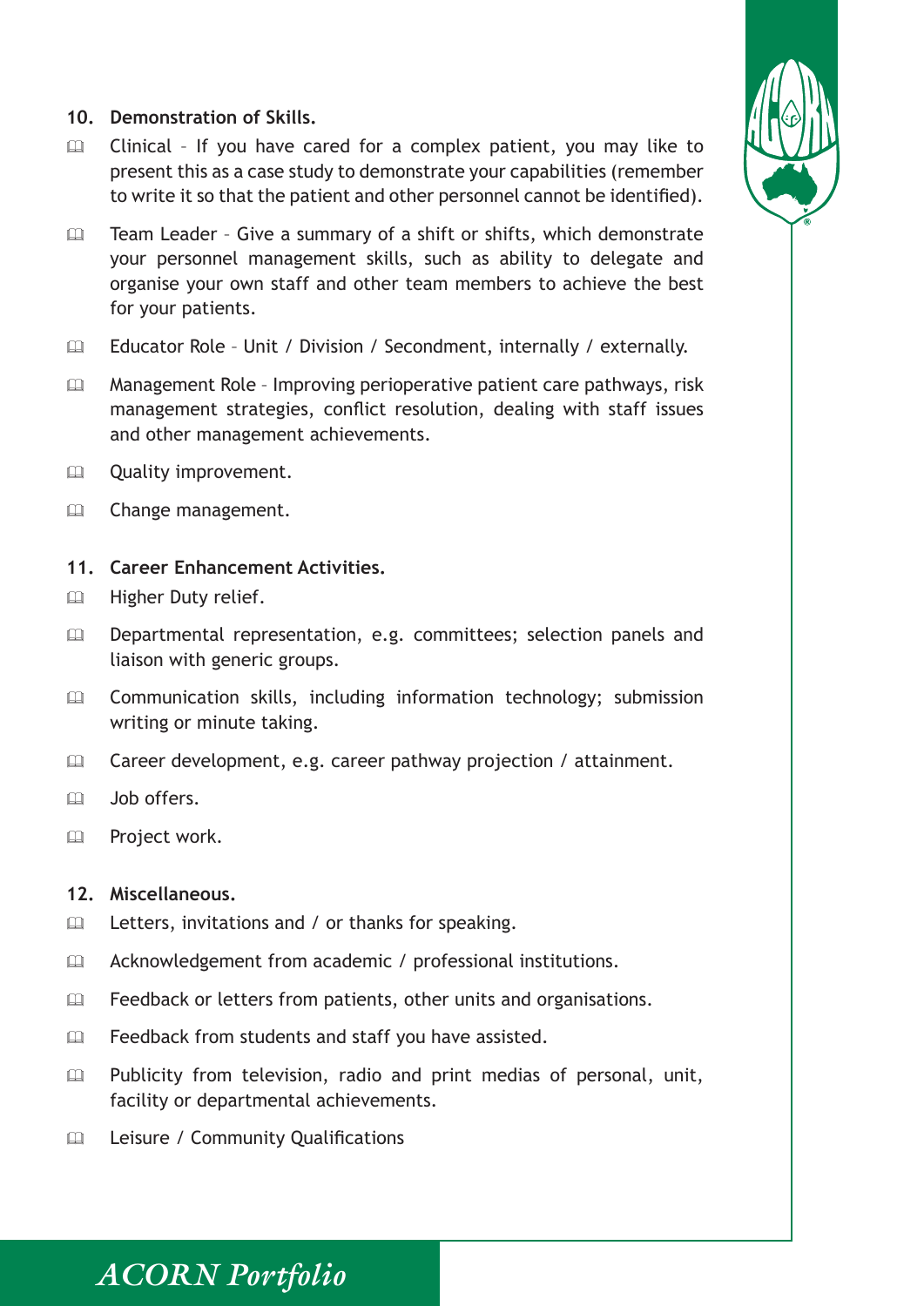**10. Demonstration of Skills.**

- Clinical – If you have cared for a complex patient, you may like to present this as a case study to demonstrate your capabilities (remember to write it so that the patient and other personnel cannot be identified).
- Team Leader – Give a summary of a shift or shifts, which demonstrate your personnel management skills, such as ability to delegate and organise your own staff and other team members to achieve the best for your patients.
- Educator Role – Unit / Division / Secondment, internally / externally.
- Management Role – Improving perioperative patient care pathways, risk management strategies, conflict resolution, dealing with staff issues and other management achievements.
- Quality improvement.
- Change management.

**11. Career Enhancement Activities.**

- Higher Duty relief.
- Departmental representation, e.g. committees; selection panels and liaison with generic groups.
- Communication skills, including information technology; submission writing or minute taking.
- Career development, e.g. career pathway projection / attainment.
- Job offers.
- Project work.

**12. Miscellaneous.**

- Letters, invitations and / or thanks for speaking.
- Acknowledgement from academic / professional institutions.
- Feedback or letters from patients, other units and organisations.
- Feedback from students and staff you have assisted.
- Publicity from television, radio and print medias of personal, unit, facility or departmental achievements.
- Leisure / Community Qualifications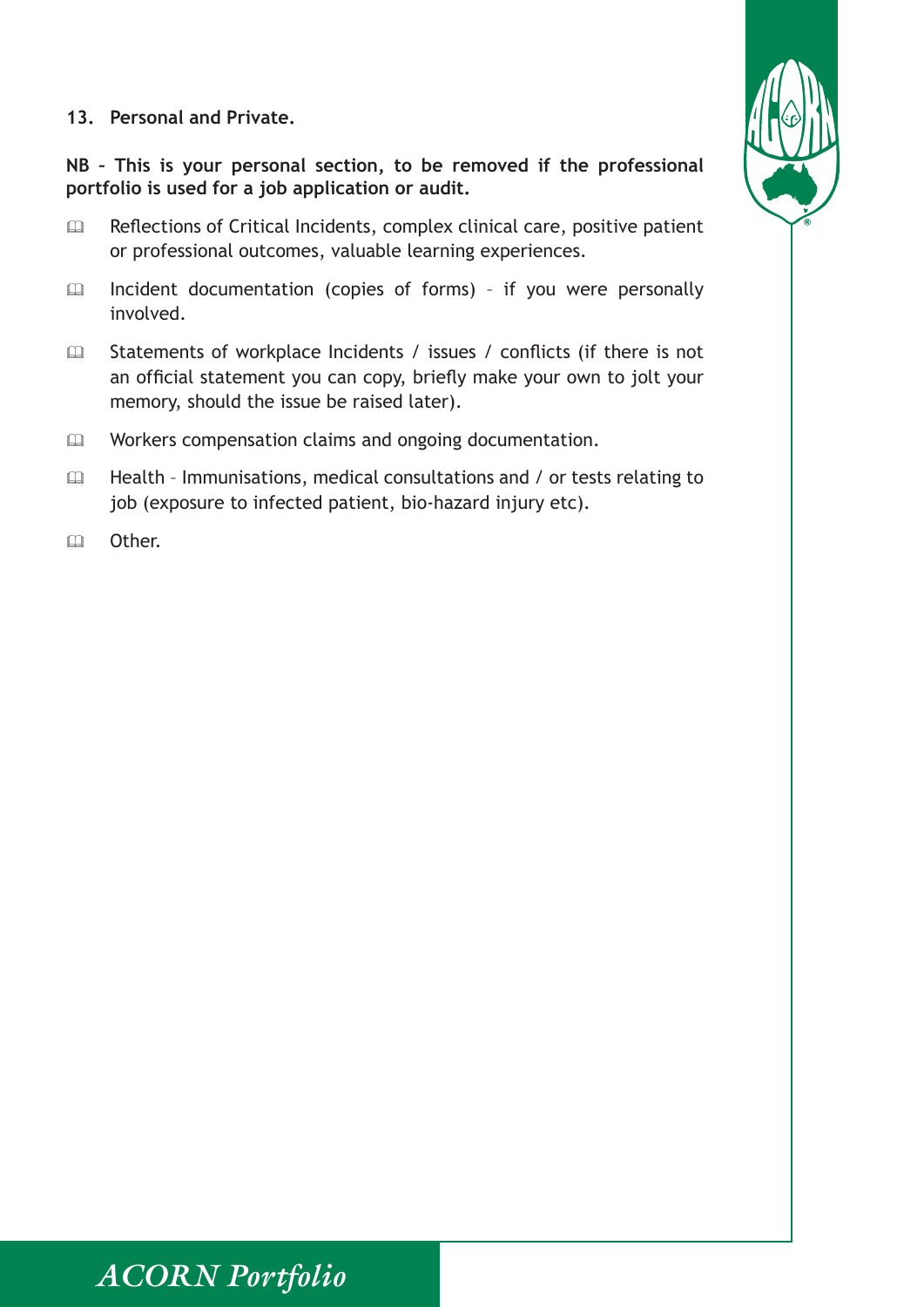## 13. Personal and Private.

**NB – This is your personal section, to be removed if the professional portfolio is used for a job application or audit.**

- Reflections of Critical Incidents, complex clinical care, positive patient or professional outcomes, valuable learning experiences.
- Incident documentation (copies of forms) – if you were personally involved.
- Statements of workplace Incidents / issues / conflicts (if there is not an official statement you can copy, briefly make your own to jolt your memory, should the issue be raised later).
- Workers compensation claims and ongoing documentation.
- Health – Immunisations, medical consultations and / or tests relating to job (exposure to infected patient, bio-hazard injury etc).
- Other.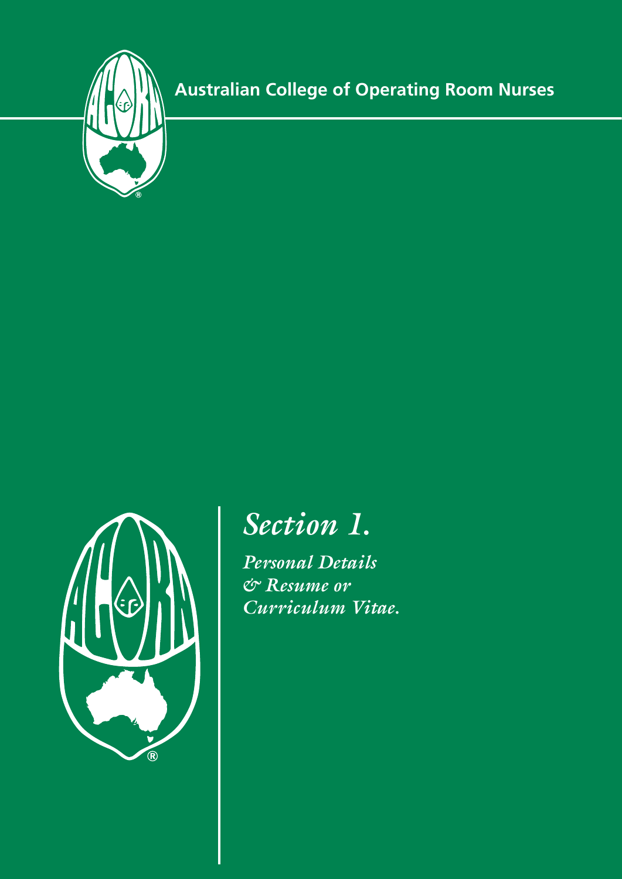Australian College of Operating Room Nurses

# *Section 1.*

*Personal Details & Resume or Curriculum Vitae.*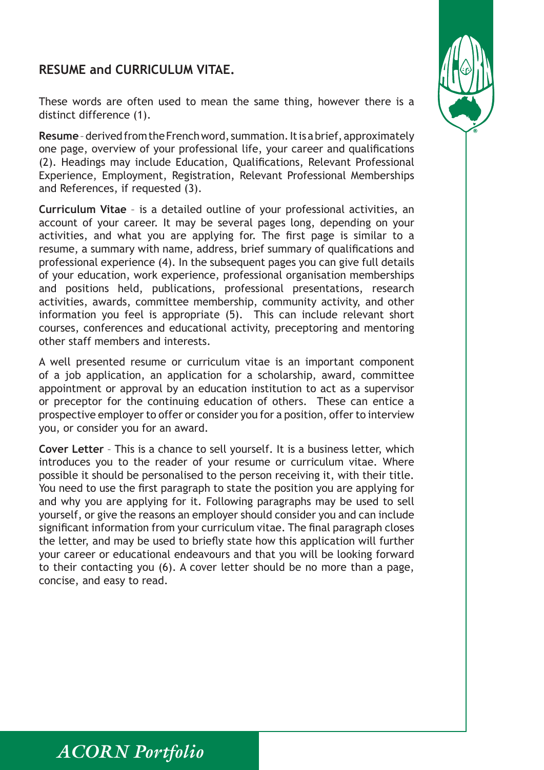## RESUME and CURRICULUM VITAE.

These words are often used to mean the same thing, however there is a distinct difference (1).

**Resume** – derived from the French word, summation. It is a brief, approximately one page, overview of your professional life, your career and qualifications (2). Headings may include Education, Qualifications, Relevant Professional Experience, Employment, Registration, Relevant Professional Memberships and References, if requested (3).

**Curriculum Vitae** – is a detailed outline of your professional activities, an account of your career. It may be several pages long, depending on your activities, and what you are applying for. The first page is similar to a resume, a summary with name, address, brief summary of qualifications and professional experience (4). In the subsequent pages you can give full details of your education, work experience, professional organisation memberships and positions held, publications, professional presentations, research activities, awards, committee membership, community activity, and other information you feel is appropriate (5). This can include relevant short courses, conferences and educational activity, preceptoring and mentoring other staff members and interests.

A well presented resume or curriculum vitae is an important component of a job application, an application for a scholarship, award, committee appointment or approval by an education institution to act as a supervisor or preceptor for the continuing education of others. These can entice a prospective employer to offer or consider you for a position, offer to interview you, or consider you for an award.

**Cover Letter** – This is a chance to sell yourself. It is a business letter, which introduces you to the reader of your resume or curriculum vitae. Where possible it should be personalised to the person receiving it, with their title. You need to use the first paragraph to state the position you are applying for and why you are applying for it. Following paragraphs may be used to sell yourself, or give the reasons an employer should consider you and can include significant information from your curriculum vitae. The final paragraph closes the letter, and may be used to briefly state how this application will further your career or educational endeavours and that you will be looking forward to their contacting you (6). A cover letter should be no more than a page, concise, and easy to read.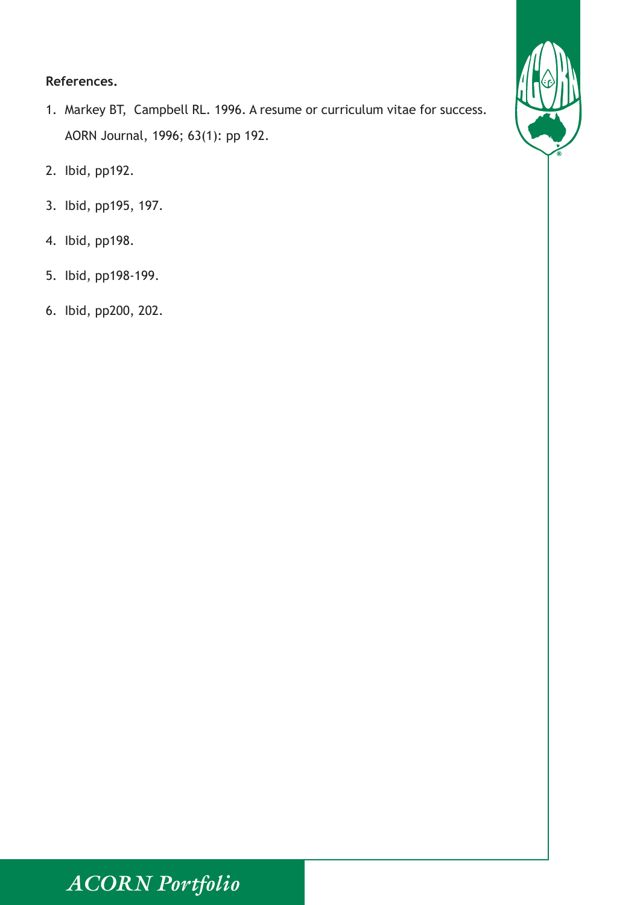**References.**

1. Markey BT, Campbell RL. 1996. A resume or curriculum vitae for success. AORN Journal, 1996; 63(1): pp 192.
2. Ibid, pp192.
3. Ibid, pp195, 197.
4. Ibid, pp198.
5. Ibid, pp198-199.
6. Ibid, pp200, 202.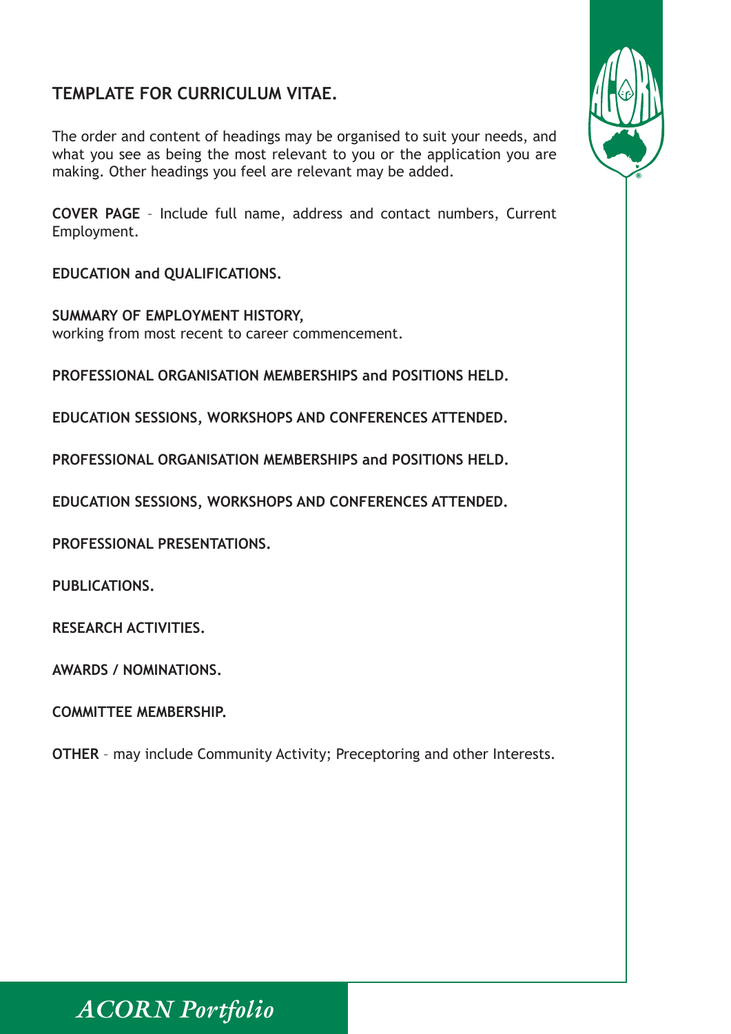## TEMPLATE FOR CURRICULUM VITAE.

The order and content of headings may be organised to suit your needs, and what you see as being the most relevant to you or the application you are making. Other headings you feel are relevant may be added.

**COVER PAGE** – Include full name, address and contact numbers, Current Employment.

**EDUCATION and QUALIFICATIONS.**

**SUMMARY OF EMPLOYMENT HISTORY,**
working from most recent to career commencement.

**PROFESSIONAL ORGANISATION MEMBERSHIPS and POSITIONS HELD.**

**EDUCATION SESSIONS, WORKSHOPS AND CONFERENCES ATTENDED.**

**PROFESSIONAL ORGANISATION MEMBERSHIPS and POSITIONS HELD.**

**EDUCATION SESSIONS, WORKSHOPS AND CONFERENCES ATTENDED.**

**PROFESSIONAL PRESENTATIONS.**

**PUBLICATIONS.**

**RESEARCH ACTIVITIES.**

**AWARDS / NOMINATIONS.**

**COMMITTEE MEMBERSHIP.**

**OTHER** – may include Community Activity; Preceptoring and other Interests.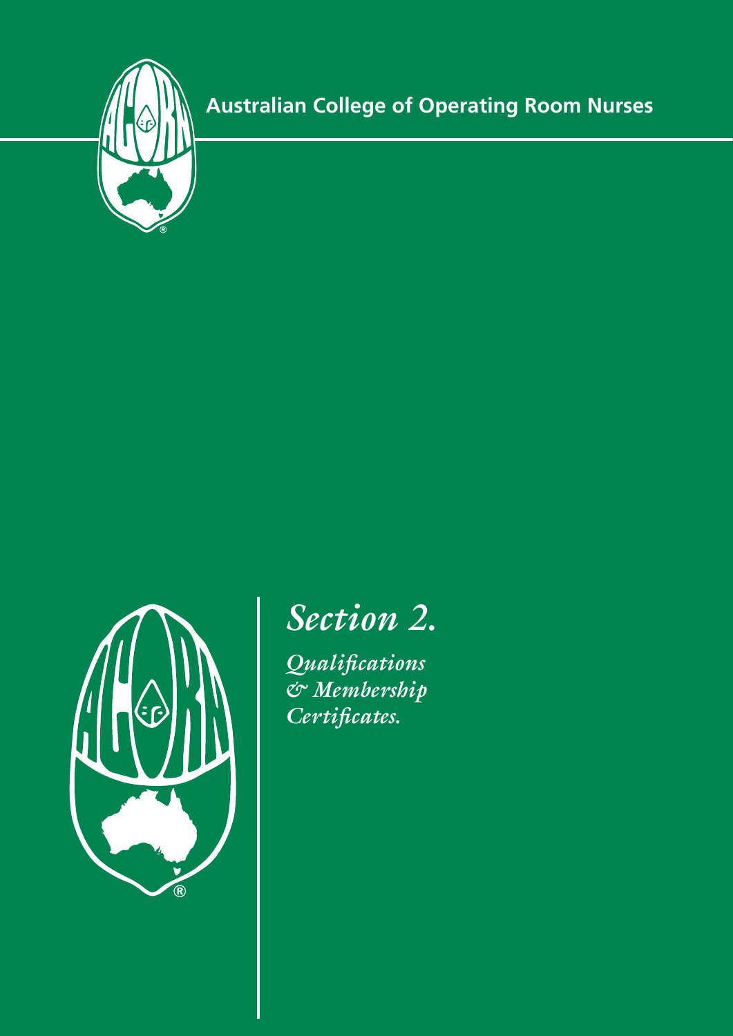Australian College of Operating Room Nurses

# *Section 2.*

*Qualifications & Membership Certificates.*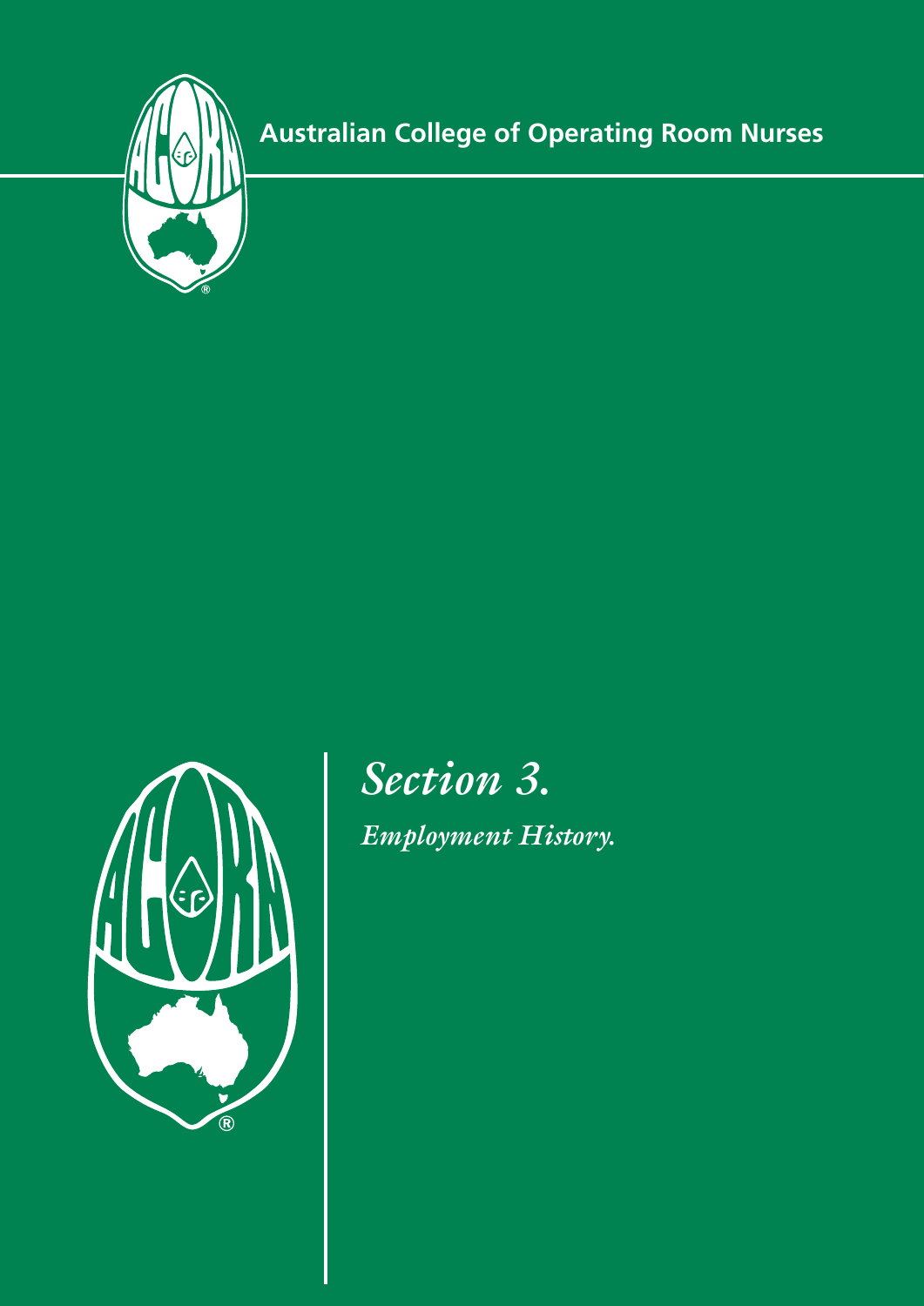Australian College of Operating Room Nurses

# *Section 3.*

## *Employment History.*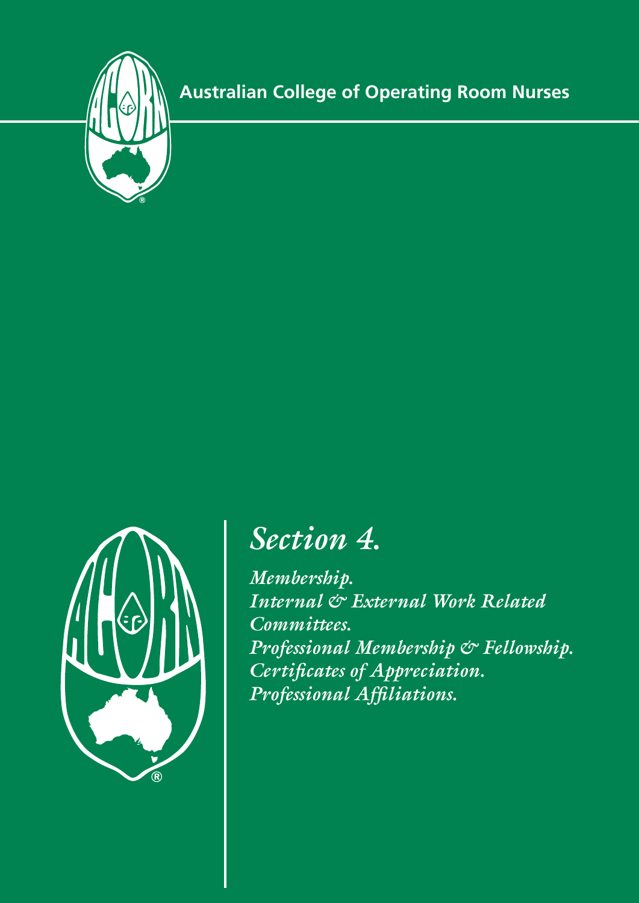Australian College of Operating Room Nurses

# *Section 4.*

*Membership.*
*Internal & External Work Related Committees.*
*Professional Membership & Fellowship.*
*Certificates of Appreciation.*
*Professional Affiliations.*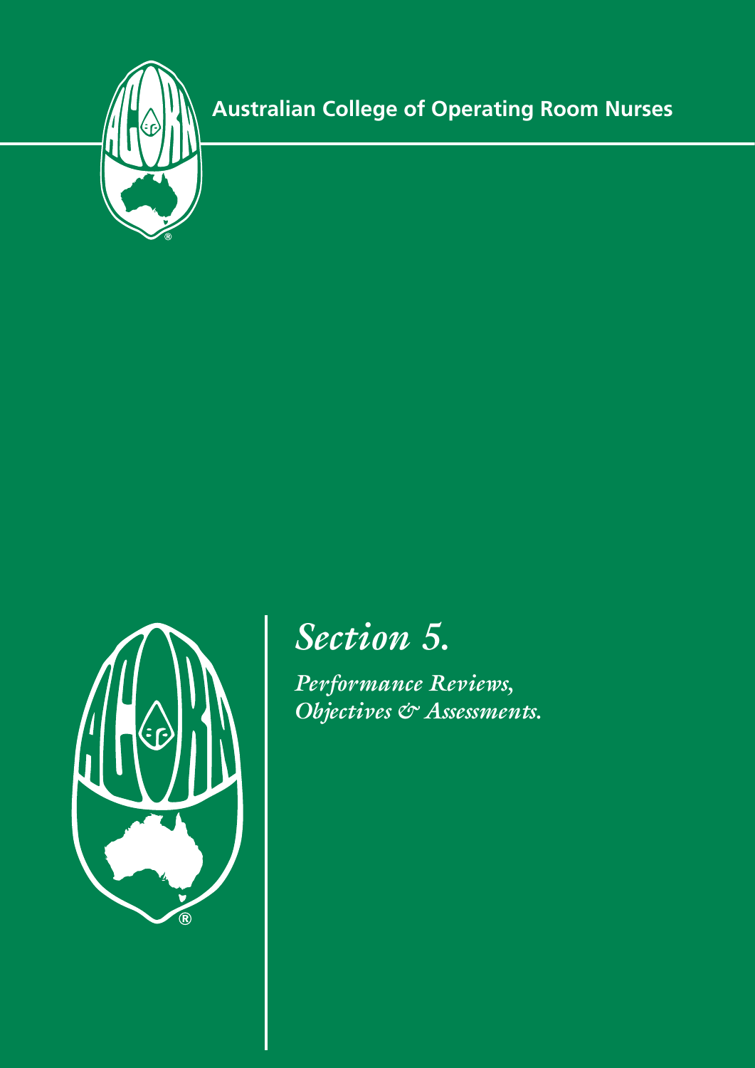Australian College of Operating Room Nurses

# *Section 5.*

## *Performance Reviews, Objectives & Assessments.*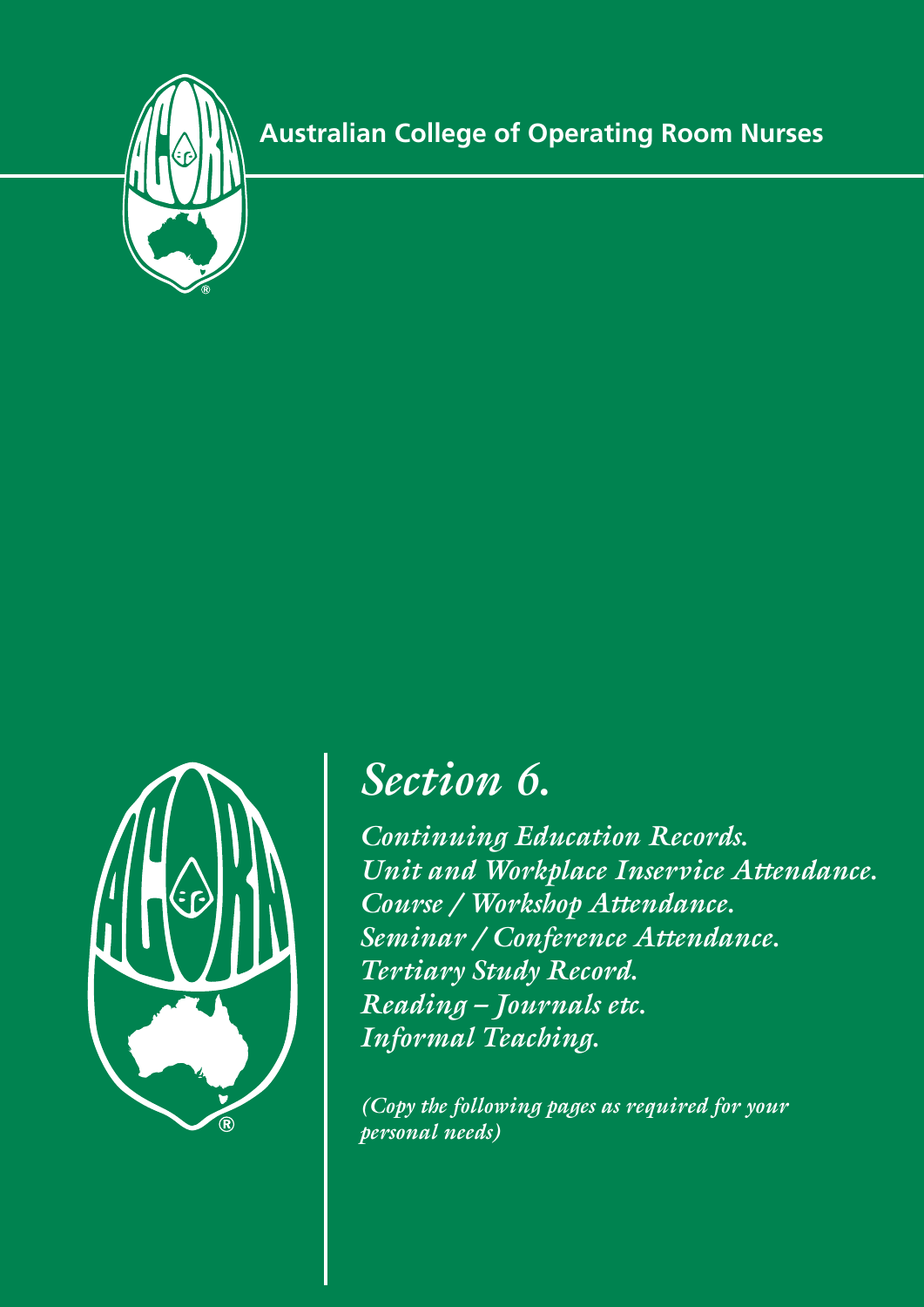Australian College of Operating Room Nurses

# *Section 6.*

*Continuing Education Records.*
*Unit and Workplace Inservice Attendance.*
*Course / Workshop Attendance.*
*Seminar / Conference Attendance.*
*Tertiary Study Record.*
*Reading – Journals etc.*
*Informal Teaching.*

*(Copy the following pages as required for your personal needs)*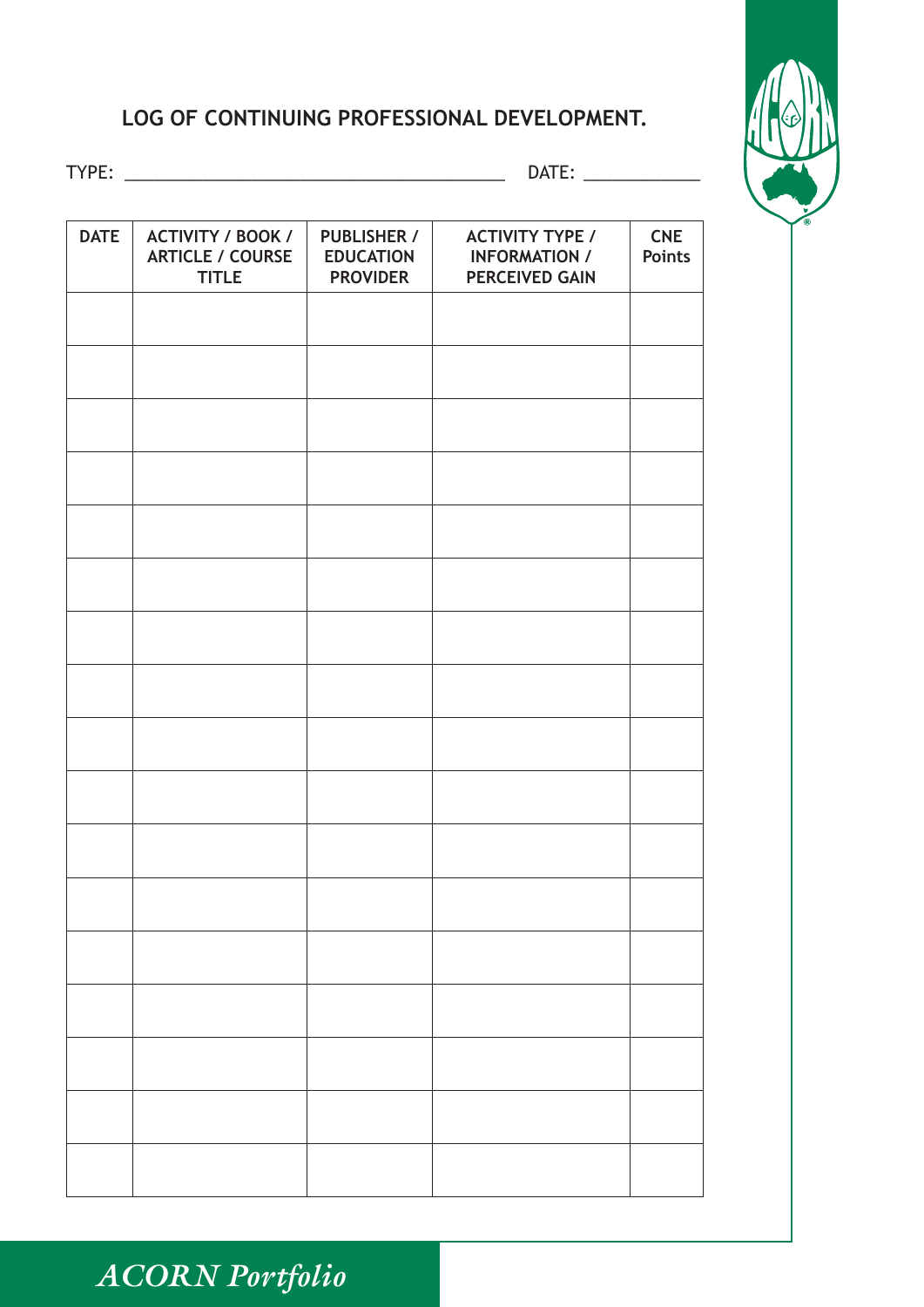## LOG OF CONTINUING PROFESSIONAL DEVELOPMENT.

TYPE: ________________________________________ DATE: ____________

| DATE | ACTIVITY / BOOK / ARTICLE / COURSE TITLE | PUBLISHER / EDUCATION PROVIDER | ACTIVITY TYPE / INFORMATION / PERCEIVED GAIN | CNE Points |
|---|---|---|---|---|
| | | | | |
| | | | | |
| | | | | |
| | | | | |
| | | | | |
| | | | | |
| | | | | |
| | | | | |
| | | | | |
| | | | | |
| | | | | |
| | | | | |
| | | | | |
| | | | | |
| | | | | |
| | | | | |
| | | | | |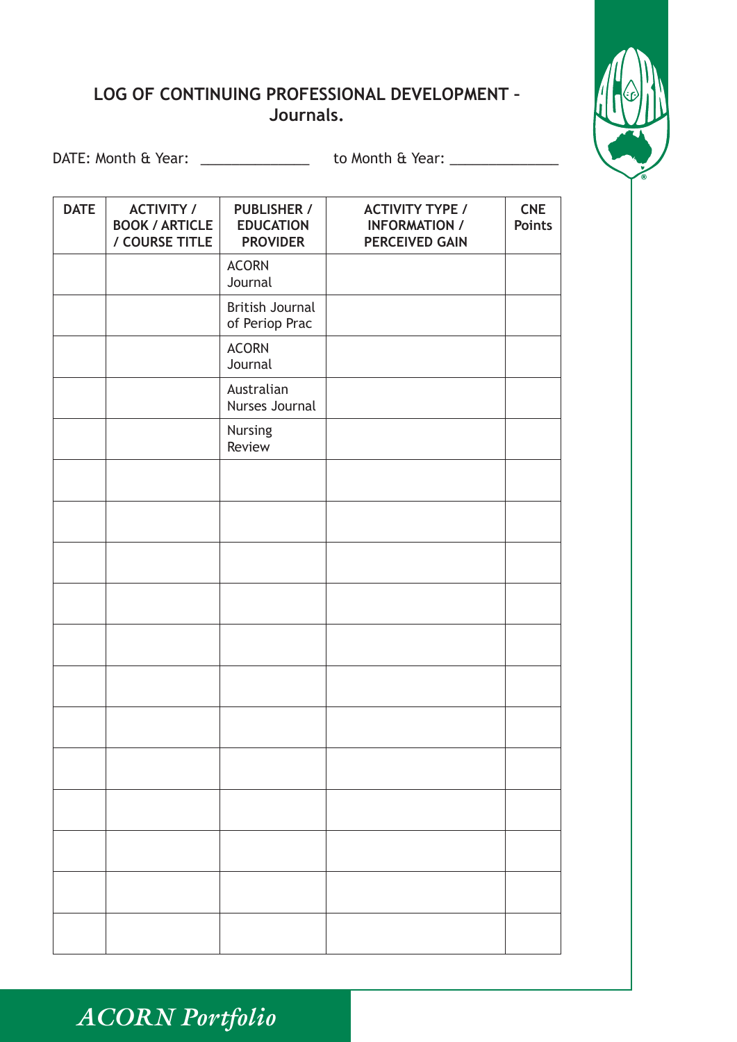## LOG OF CONTINUING PROFESSIONAL DEVELOPMENT – Journals.

DATE: Month & Year: ______________ to Month & Year: ______________

| DATE | ACTIVITY / BOOK / ARTICLE / COURSE TITLE | PUBLISHER / EDUCATION PROVIDER | ACTIVITY TYPE / INFORMATION / PERCEIVED GAIN | CNE Points |
|---|---|---|---|---|
| | | ACORN Journal | | |
| | | British Journal of Periop Prac | | |
| | | ACORN Journal | | |
| | | Australian Nurses Journal | | |
| | | Nursing Review | | |
| | | | | |
| | | | | |
| | | | | |
| | | | | |
| | | | | |
| | | | | |
| | | | | |
| | | | | |
| | | | | |
| | | | | |
| | | | | |
| | | | | |

*ACORN Portfolio*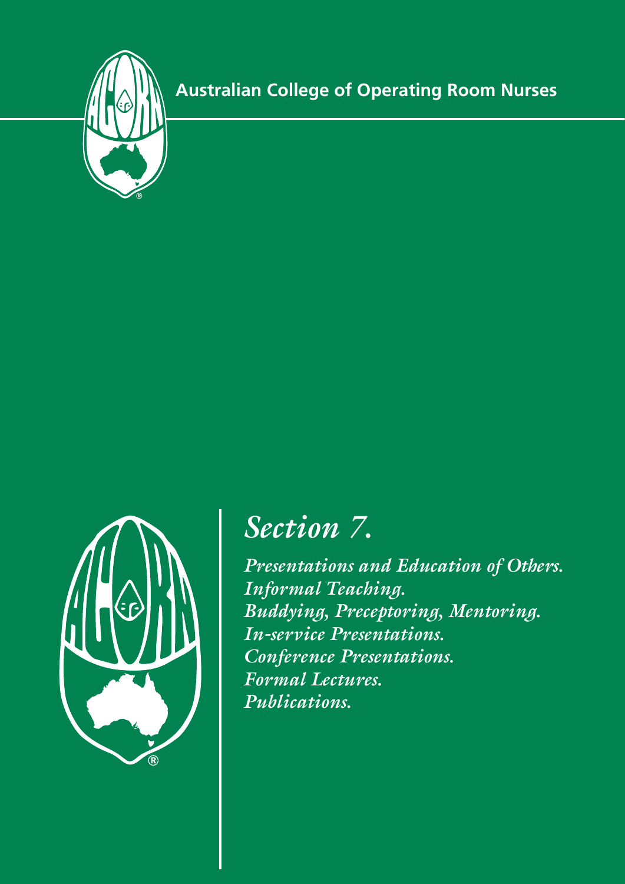Australian College of Operating Room Nurses

# Section 7.

*Presentations and Education of Others.*
*Informal Teaching.*
*Buddying, Preceptoring, Mentoring.*
*In-service Presentations.*
*Conference Presentations.*
*Formal Lectures.*
*Publications.*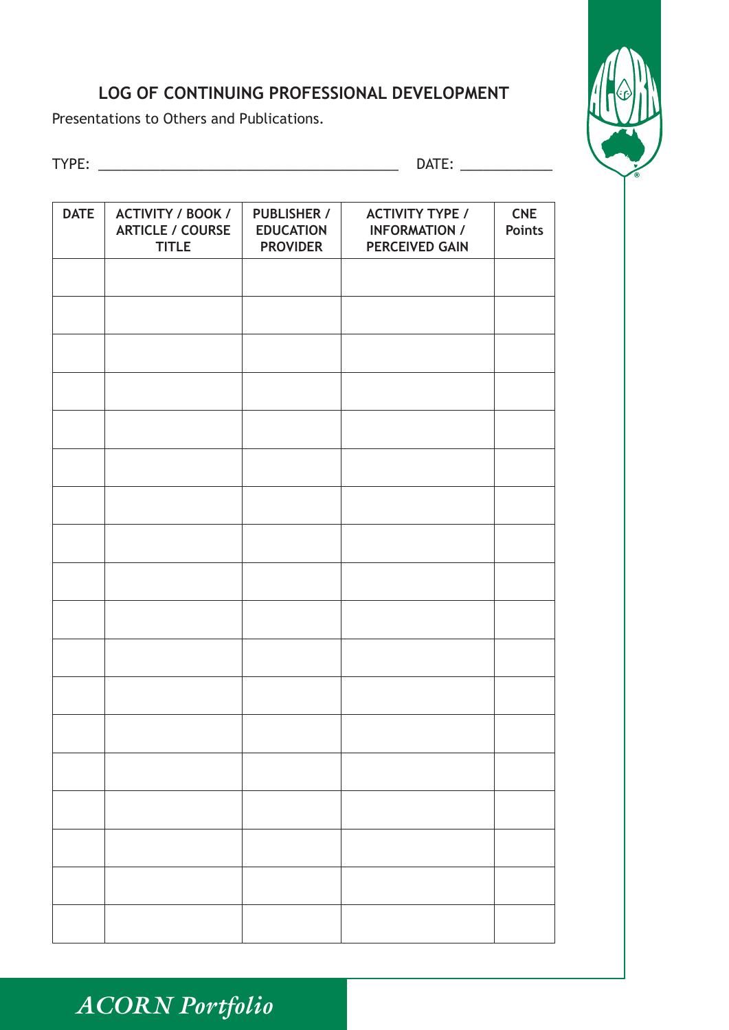## LOG OF CONTINUING PROFESSIONAL DEVELOPMENT

Presentations to Others and Publications.

TYPE: ______________________________________ DATE: ___________

| DATE | ACTIVITY / BOOK / ARTICLE / COURSE TITLE | PUBLISHER / EDUCATION PROVIDER | ACTIVITY TYPE / INFORMATION / PERCEIVED GAIN | CNE Points |
|---|---|---|---|---|
| | | | | |
| | | | | |
| | | | | |
| | | | | |
| | | | | |
| | | | | |
| | | | | |
| | | | | |
| | | | | |
| | | | | |
| | | | | |
| | | | | |
| | | | | |
| | | | | |
| | | | | |
| | | | | |
| | | | | |
| | | | | |

*ACORN Portfolio*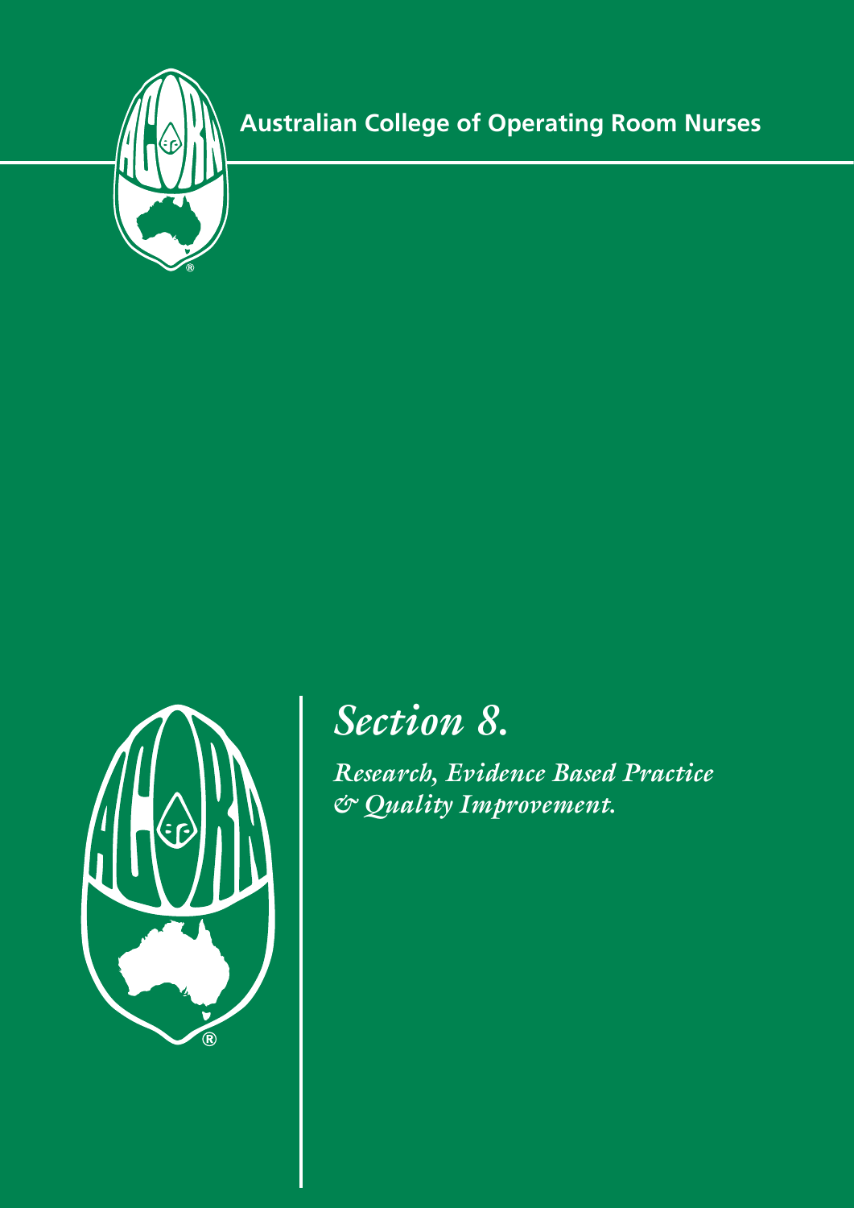Australian College of Operating Room Nurses

# *Section 8.*

## *Research, Evidence Based Practice & Quality Improvement.*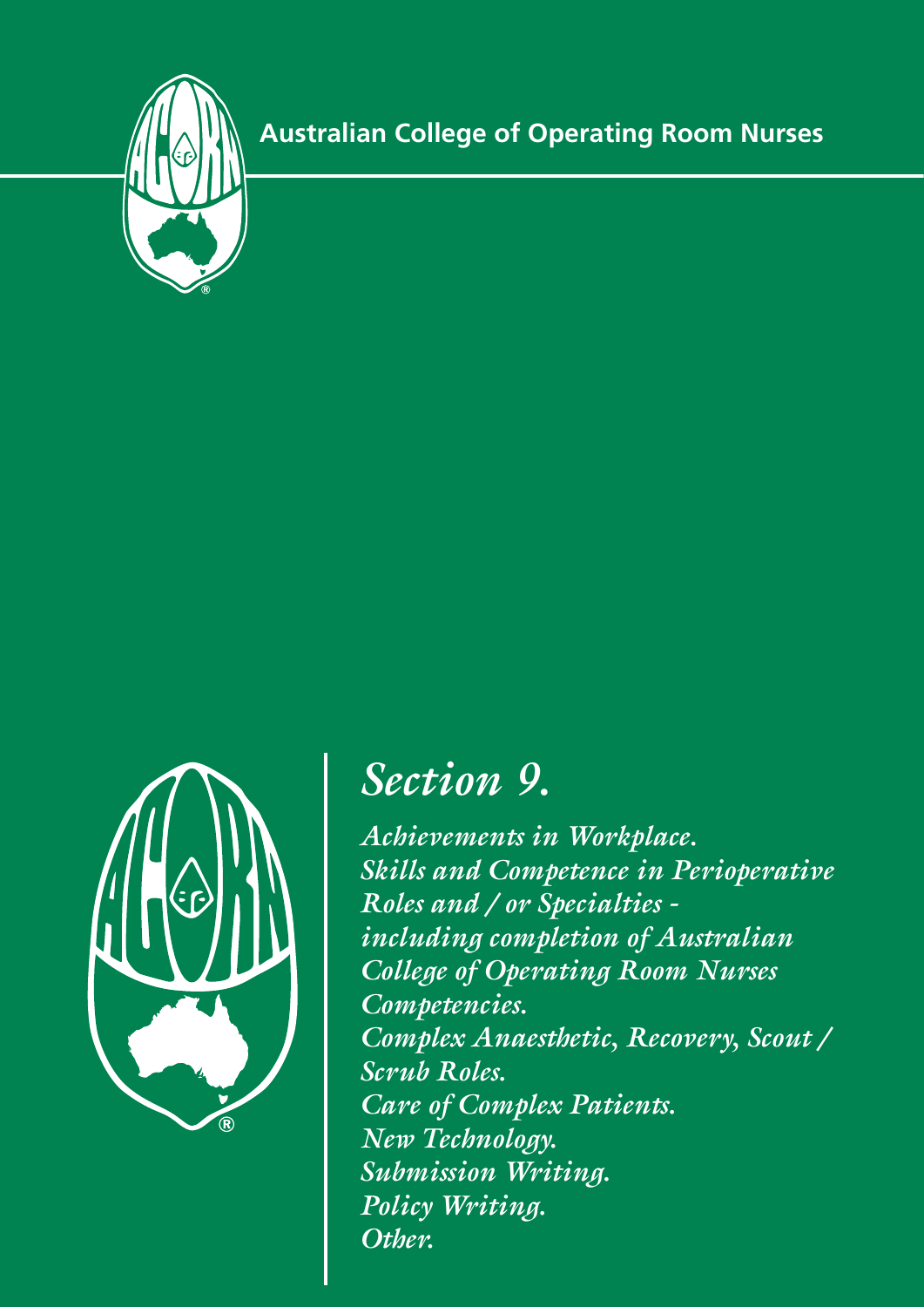Australian College of Operating Room Nurses

# *Section 9.*

*Achievements in Workplace.*
*Skills and Competence in Perioperative Roles and / or Specialties - including completion of Australian College of Operating Room Nurses Competencies.*
*Complex Anaesthetic, Recovery, Scout / Scrub Roles.*
*Care of Complex Patients.*
*New Technology.*
*Submission Writing.*
*Policy Writing.*
*Other.*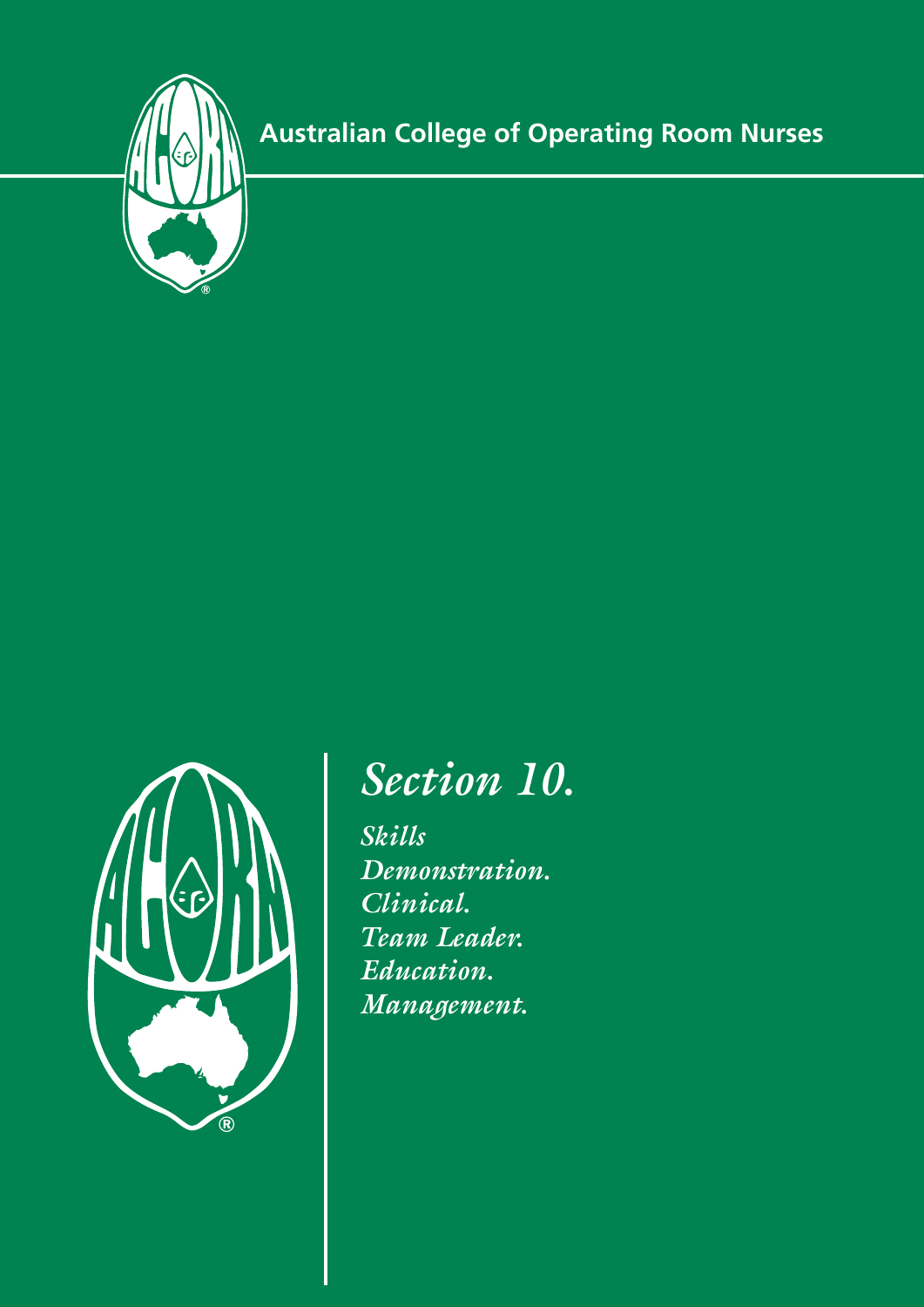Australian College of Operating Room Nurses

# *Section 10.*

*Skills*
*Demonstration.*
*Clinical.*
*Team Leader.*
*Education.*
*Management.*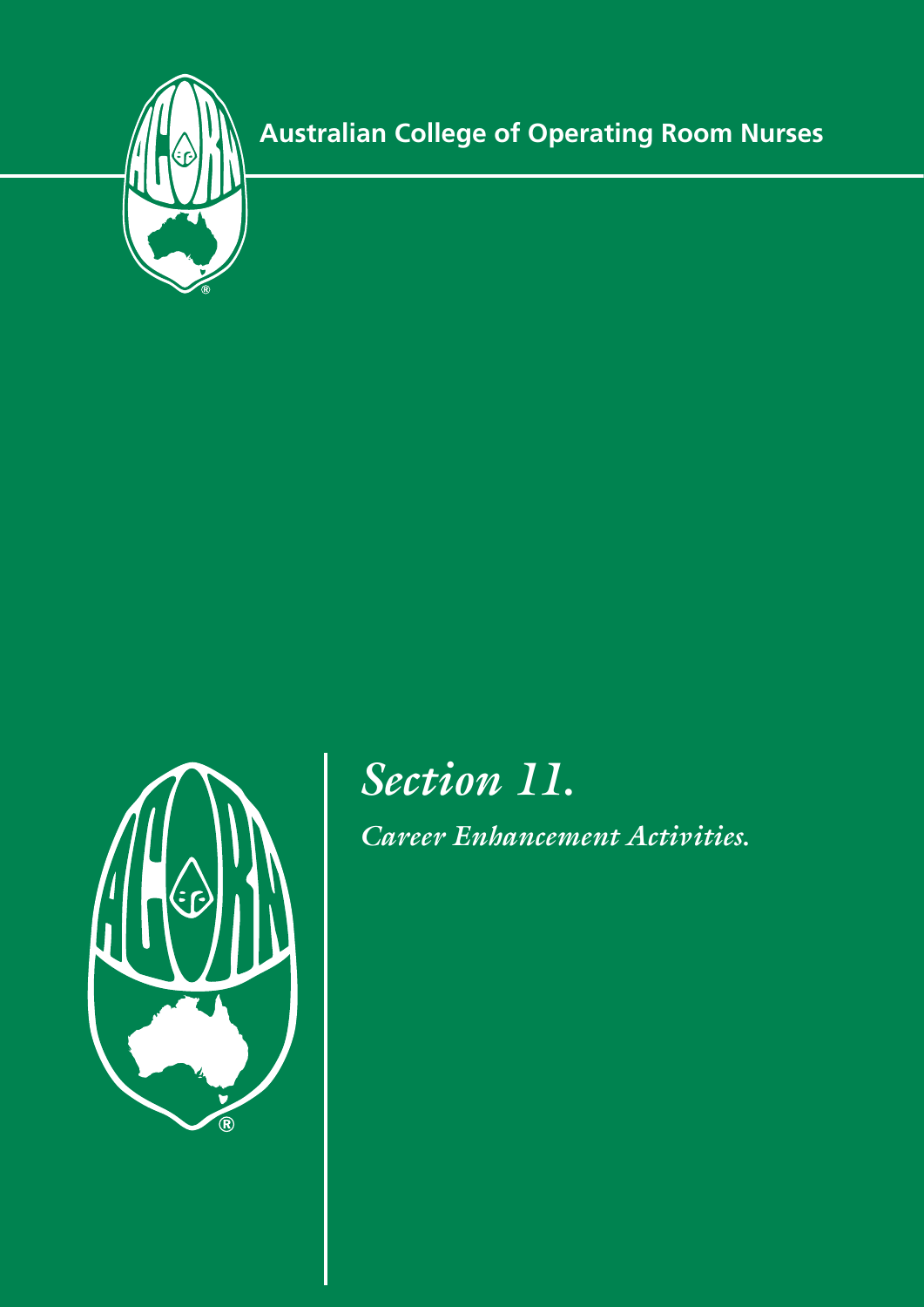Australian College of Operating Room Nurses

# *Section 11.*

*Career Enhancement Activities.*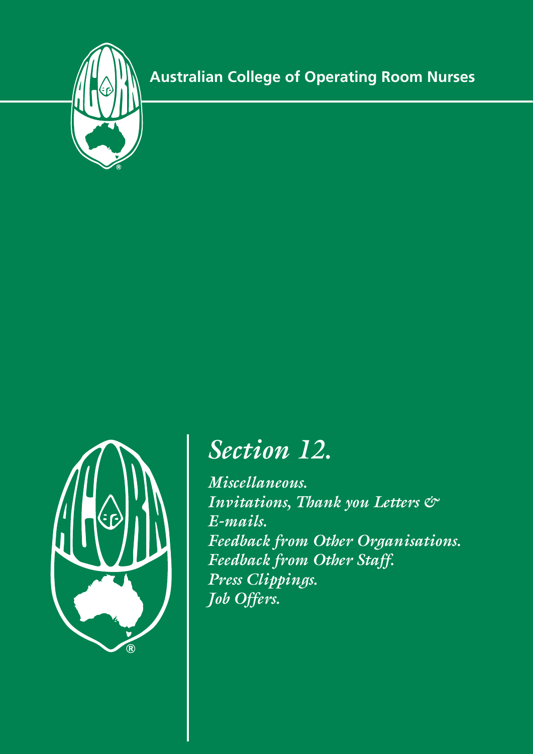Australian College of Operating Room Nurses

# *Section 12.*

*Miscellaneous.*
*Invitations, Thank you Letters & E-mails.*
*Feedback from Other Organisations.*
*Feedback from Other Staff.*
*Press Clippings.*
*Job Offers.*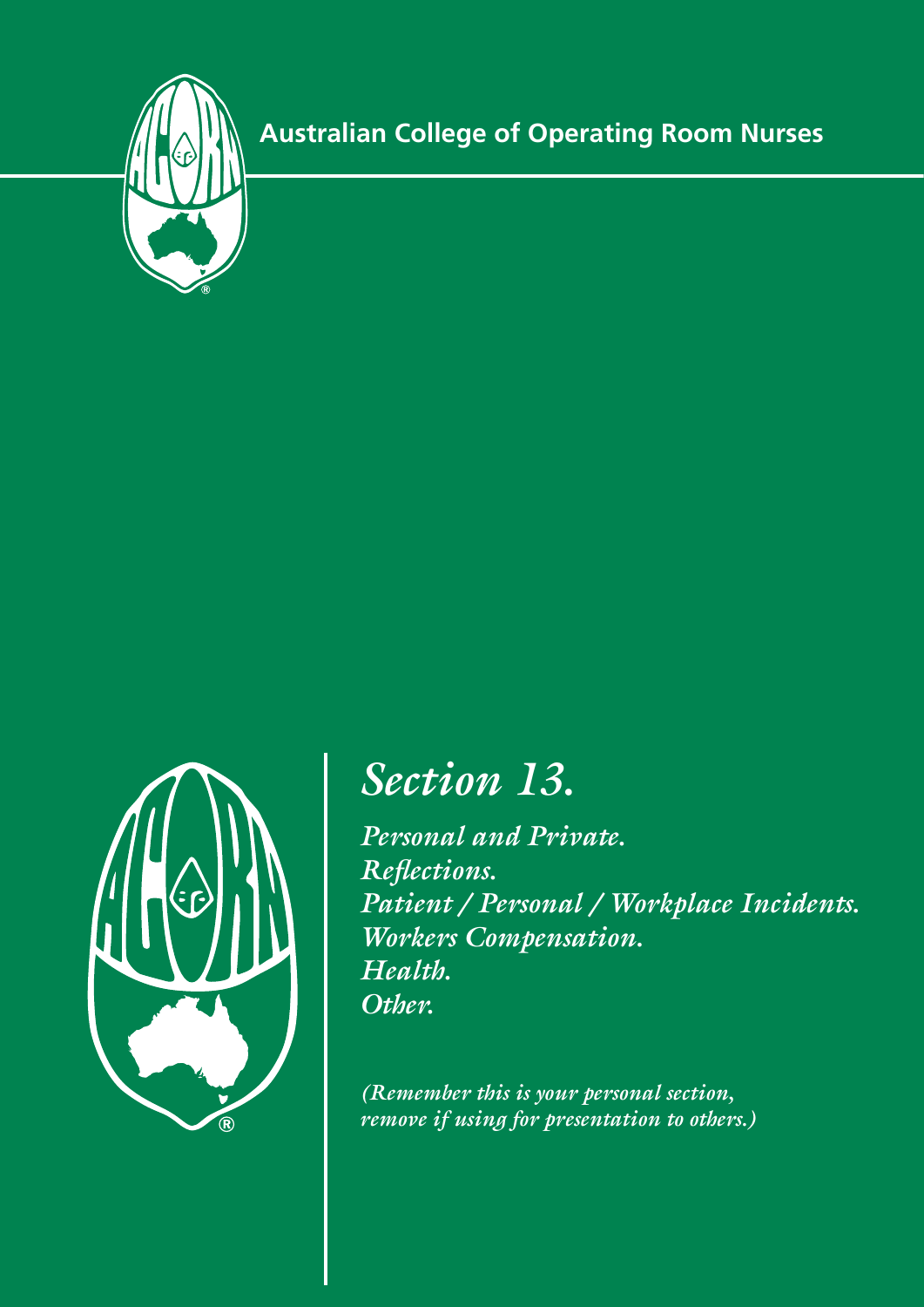Australian College of Operating Room Nurses

# *Section 13.*

*Personal and Private.*
*Reflections.*
*Patient / Personal / Workplace Incidents.*
*Workers Compensation.*
*Health.*
*Other.*

*(Remember this is your personal section, remove if using for presentation to others.)*